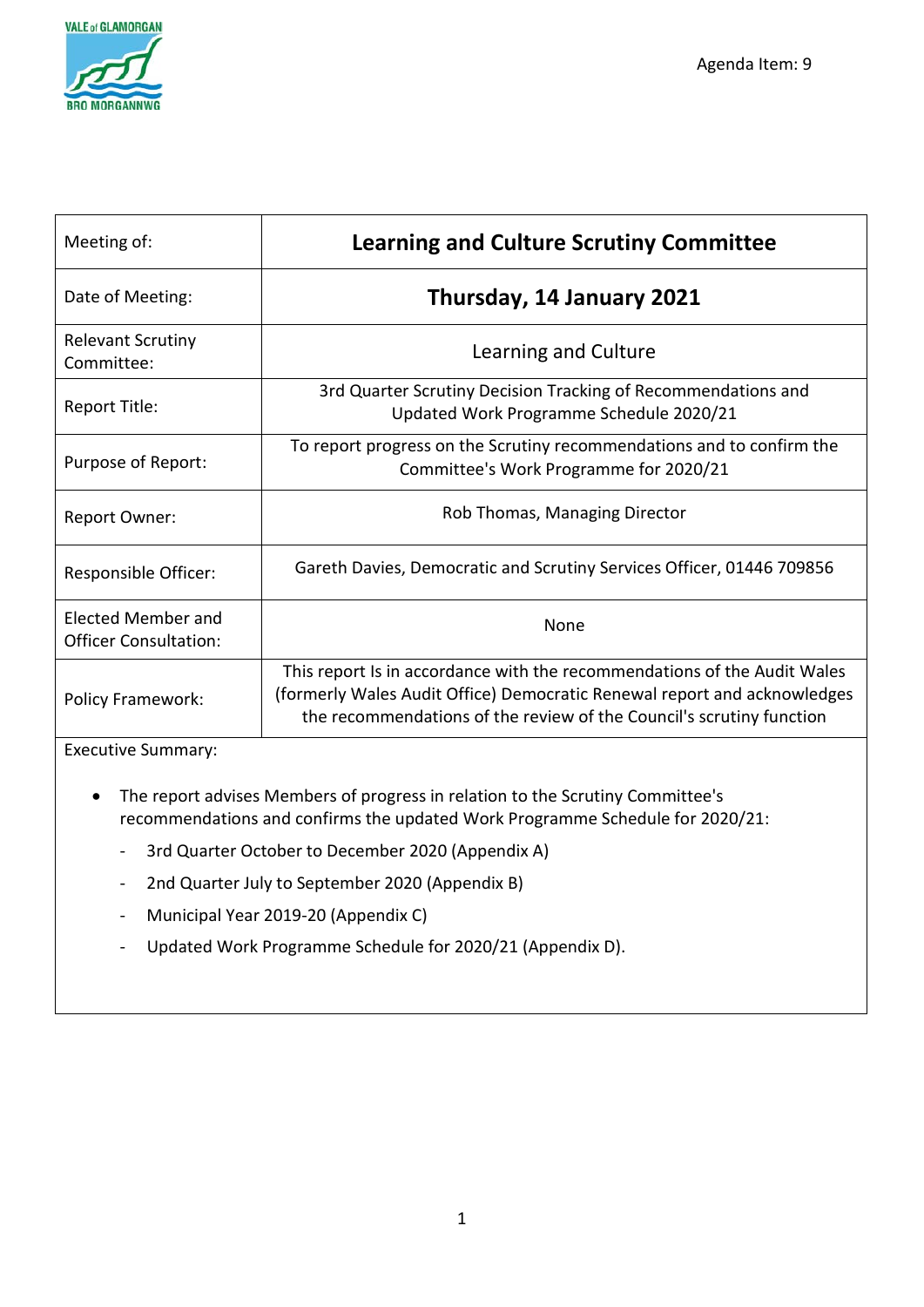Agenda Item: 9

| Meeting of: | **Learning and Culture Scrutiny Committee** |
|---|---|
| Date of Meeting: | **Thursday, 14 January 2021** |
| Relevant Scrutiny Committee: | Learning and Culture |
| Report Title: | 3rd Quarter Scrutiny Decision Tracking of Recommendations and Updated Work Programme Schedule 2020/21 |
| Purpose of Report: | To report progress on the Scrutiny recommendations and to confirm the Committee's Work Programme for 2020/21 |
| Report Owner: | Rob Thomas, Managing Director |
| Responsible Officer: | Gareth Davies, Democratic and Scrutiny Services Officer, 01446 709856 |
| Elected Member and Officer Consultation: | None |
| Policy Framework: | This report Is in accordance with the recommendations of the Audit Wales (formerly Wales Audit Office) Democratic Renewal report and acknowledges the recommendations of the review of the Council's scrutiny function |

Executive Summary:

- The report advises Members of progress in relation to the Scrutiny Committee's recommendations and confirms the updated Work Programme Schedule for 2020/21:
  - 3rd Quarter October to December 2020 (Appendix A)
  - 2nd Quarter July to September 2020 (Appendix B)
  - Municipal Year 2019-20 (Appendix C)
  - Updated Work Programme Schedule for 2020/21 (Appendix D).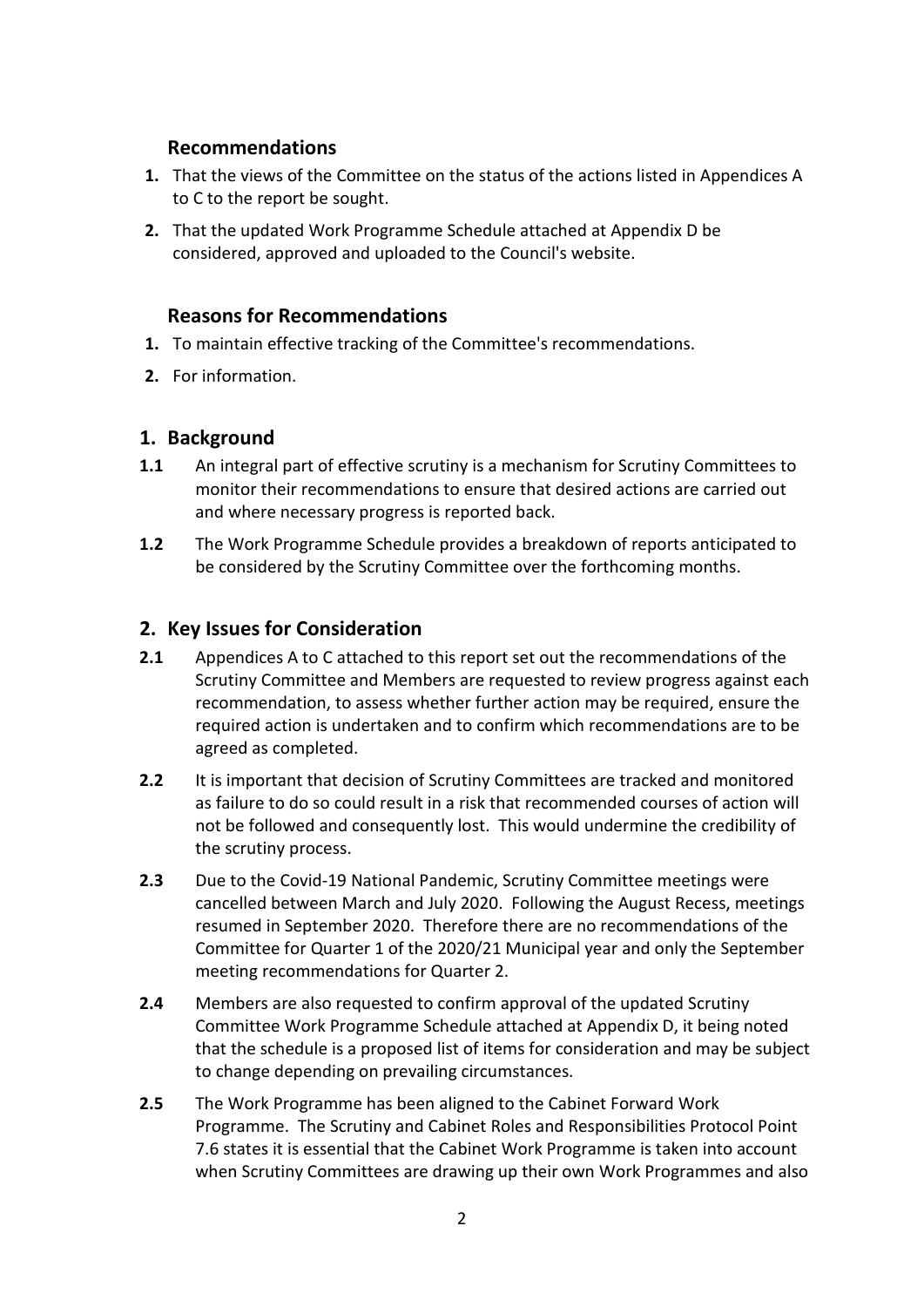## Recommendations

1. That the views of the Committee on the status of the actions listed in Appendices A to C to the report be sought.
2. That the updated Work Programme Schedule attached at Appendix D be considered, approved and uploaded to the Council's website.

## Reasons for Recommendations

1. To maintain effective tracking of the Committee's recommendations.
2. For information.

## 1. Background

**1.1** An integral part of effective scrutiny is a mechanism for Scrutiny Committees to monitor their recommendations to ensure that desired actions are carried out and where necessary progress is reported back.

**1.2** The Work Programme Schedule provides a breakdown of reports anticipated to be considered by the Scrutiny Committee over the forthcoming months.

## 2. Key Issues for Consideration

**2.1** Appendices A to C attached to this report set out the recommendations of the Scrutiny Committee and Members are requested to review progress against each recommendation, to assess whether further action may be required, ensure the required action is undertaken and to confirm which recommendations are to be agreed as completed.

**2.2** It is important that decision of Scrutiny Committees are tracked and monitored as failure to do so could result in a risk that recommended courses of action will not be followed and consequently lost. This would undermine the credibility of the scrutiny process.

**2.3** Due to the Covid-19 National Pandemic, Scrutiny Committee meetings were cancelled between March and July 2020. Following the August Recess, meetings resumed in September 2020. Therefore there are no recommendations of the Committee for Quarter 1 of the 2020/21 Municipal year and only the September meeting recommendations for Quarter 2.

**2.4** Members are also requested to confirm approval of the updated Scrutiny Committee Work Programme Schedule attached at Appendix D, it being noted that the schedule is a proposed list of items for consideration and may be subject to change depending on prevailing circumstances.

**2.5** The Work Programme has been aligned to the Cabinet Forward Work Programme. The Scrutiny and Cabinet Roles and Responsibilities Protocol Point 7.6 states it is essential that the Cabinet Work Programme is taken into account when Scrutiny Committees are drawing up their own Work Programmes and also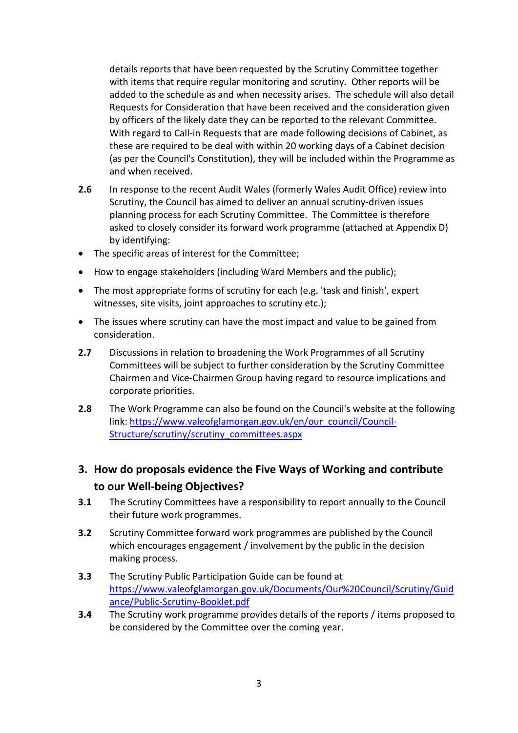details reports that have been requested by the Scrutiny Committee together with items that require regular monitoring and scrutiny. Other reports will be added to the schedule as and when necessity arises. The schedule will also detail Requests for Consideration that have been received and the consideration given by officers of the likely date they can be reported to the relevant Committee. With regard to Call-in Requests that are made following decisions of Cabinet, as these are required to be deal with within 20 working days of a Cabinet decision (as per the Council's Constitution), they will be included within the Programme as and when received.

**2.6** In response to the recent Audit Wales (formerly Wales Audit Office) review into Scrutiny, the Council has aimed to deliver an annual scrutiny-driven issues planning process for each Scrutiny Committee. The Committee is therefore asked to closely consider its forward work programme (attached at Appendix D) by identifying:

- The specific areas of interest for the Committee;
- How to engage stakeholders (including Ward Members and the public);
- The most appropriate forms of scrutiny for each (e.g. 'task and finish', expert witnesses, site visits, joint approaches to scrutiny etc.);
- The issues where scrutiny can have the most impact and value to be gained from consideration.

**2.7** Discussions in relation to broadening the Work Programmes of all Scrutiny Committees will be subject to further consideration by the Scrutiny Committee Chairmen and Vice-Chairmen Group having regard to resource implications and corporate priorities.

**2.8** The Work Programme can also be found on the Council's website at the following link: https://www.valeofglamorgan.gov.uk/en/our_council/Council-Structure/scrutiny/scrutiny_committees.aspx

## 3. How do proposals evidence the Five Ways of Working and contribute to our Well-being Objectives?

**3.1** The Scrutiny Committees have a responsibility to report annually to the Council their future work programmes.

**3.2** Scrutiny Committee forward work programmes are published by the Council which encourages engagement / involvement by the public in the decision making process.

**3.3** The Scrutiny Public Participation Guide can be found at https://www.valeofglamorgan.gov.uk/Documents/Our%20Council/Scrutiny/Guidance/Public-Scrutiny-Booklet.pdf

**3.4** The Scrutiny work programme provides details of the reports / items proposed to be considered by the Committee over the coming year.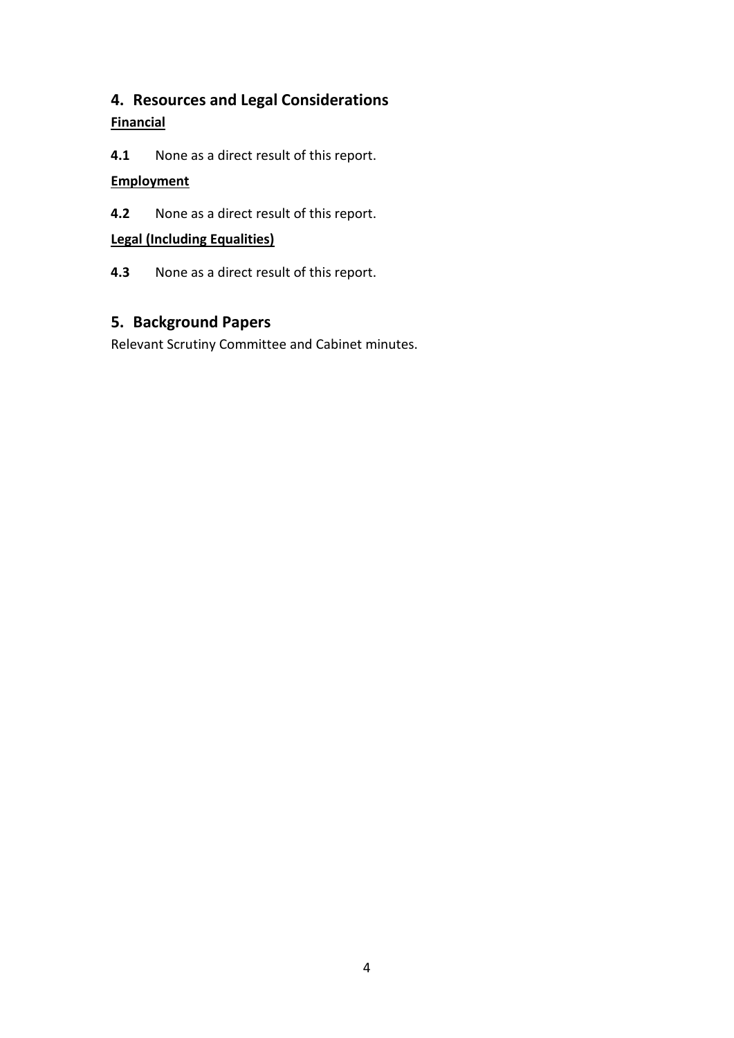## 4. Resources and Legal Considerations

**Financial**

**4.1** None as a direct result of this report.

**Employment**

**4.2** None as a direct result of this report.

**Legal (Including Equalities)**

**4.3** None as a direct result of this report.

## 5. Background Papers

Relevant Scrutiny Committee and Cabinet minutes.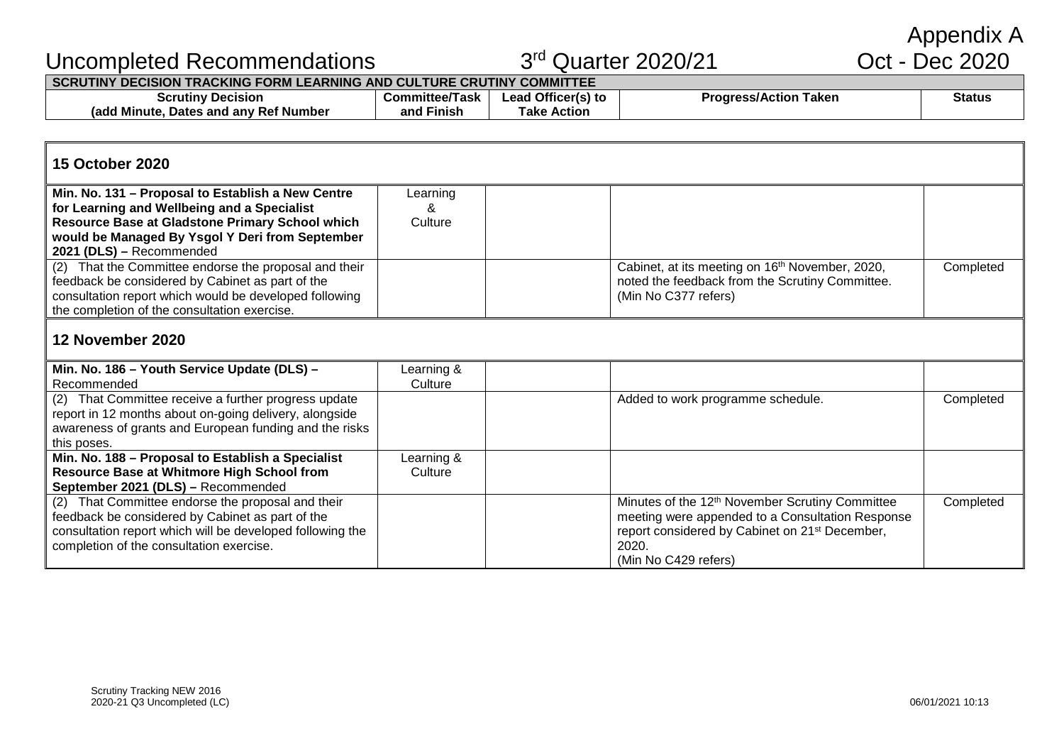Appendix A

# Uncompleted Recommendations 3rd Quarter 2020/21 Oct - Dec 2020

**SCRUTINY DECISION TRACKING FORM LEARNING AND CULTURE CRUTINY COMMITTEE**

| Scrutiny Decision (add Minute, Dates and any Ref Number | Committee/Task and Finish | Lead Officer(s) to Take Action | Progress/Action Taken | Status |
|---|---|---|---|---|
| **15 October 2020** | | | | |
| **Min. No. 131 – Proposal to Establish a New Centre for Learning and Wellbeing and a Specialist Resource Base at Gladstone Primary School which would be Managed By Ysgol Y Deri from September 2021 (DLS) –** Recommended | Learning & Culture | | | |
| (2) That the Committee endorse the proposal and their feedback be considered by Cabinet as part of the consultation report which would be developed following the completion of the consultation exercise. | | | Cabinet, at its meeting on 16th November, 2020, noted the feedback from the Scrutiny Committee. (Min No C377 refers) | Completed |
| **12 November 2020** | | | | |
| **Min. No. 186 – Youth Service Update (DLS) –** Recommended | Learning & Culture | | | |
| (2) That Committee receive a further progress update report in 12 months about on-going delivery, alongside awareness of grants and European funding and the risks this poses. | | | Added to work programme schedule. | Completed |
| **Min. No. 188 – Proposal to Establish a Specialist Resource Base at Whitmore High School from September 2021 (DLS) –** Recommended | Learning & Culture | | | |
| (2) That Committee endorse the proposal and their feedback be considered by Cabinet as part of the consultation report which will be developed following the completion of the consultation exercise. | | | Minutes of the 12th November Scrutiny Committee meeting were appended to a Consultation Response report considered by Cabinet on 21st December, 2020. (Min No C429 refers) | Completed |

Scrutiny Tracking NEW 2016
2020-21 Q3 Uncompleted (LC)

06/01/2021 10:13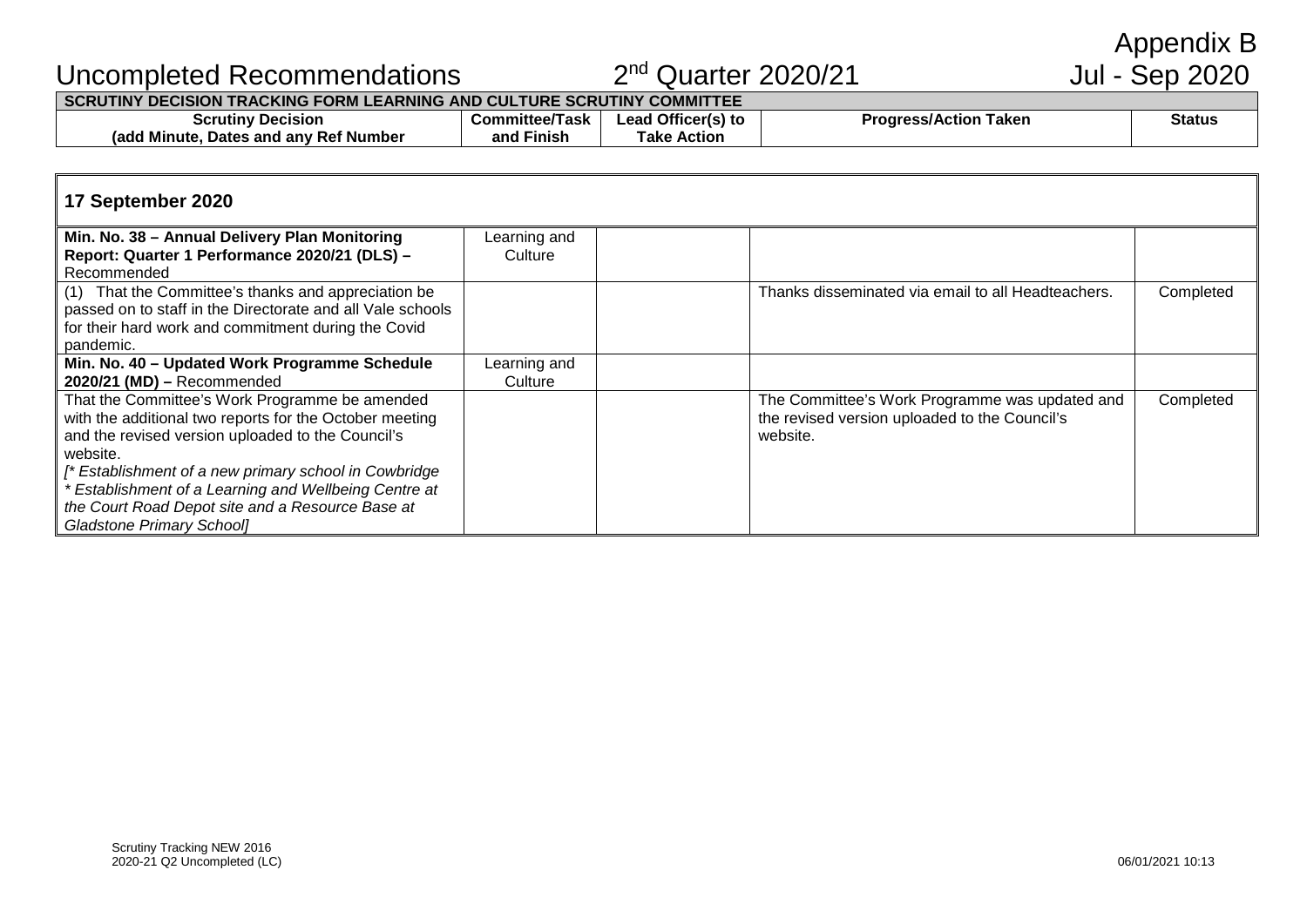Appendix B

# Uncompleted Recommendations 2nd Quarter 2020/21 Jul - Sep 2020

| SCRUTINY DECISION TRACKING FORM LEARNING AND CULTURE SCRUTINY COMMITTEE | | | | |
|---|---|---|---|---|
| **Scrutiny Decision (add Minute, Dates and any Ref Number** | **Committee/Task and Finish** | **Lead Officer(s) to Take Action** | **Progress/Action Taken** | **Status** |
| **17 September 2020** | | | | |
| **Min. No. 38 – Annual Delivery Plan Monitoring Report: Quarter 1 Performance 2020/21 (DLS) –** Recommended | Learning and Culture | | | |
| (1) That the Committee's thanks and appreciation be passed on to staff in the Directorate and all Vale schools for their hard work and commitment during the Covid pandemic. | | | Thanks disseminated via email to all Headteachers. | Completed |
| **Min. No. 40 – Updated Work Programme Schedule 2020/21 (MD) –** Recommended | Learning and Culture | | | |
| That the Committee's Work Programme be amended with the additional two reports for the October meeting and the revised version uploaded to the Council's website. *[* Establishment of a new primary school in Cowbridge * Establishment of a Learning and Wellbeing Centre at the Court Road Depot site and a Resource Base at Gladstone Primary School]* | | | The Committee's Work Programme was updated and the revised version uploaded to the Council's website. | Completed |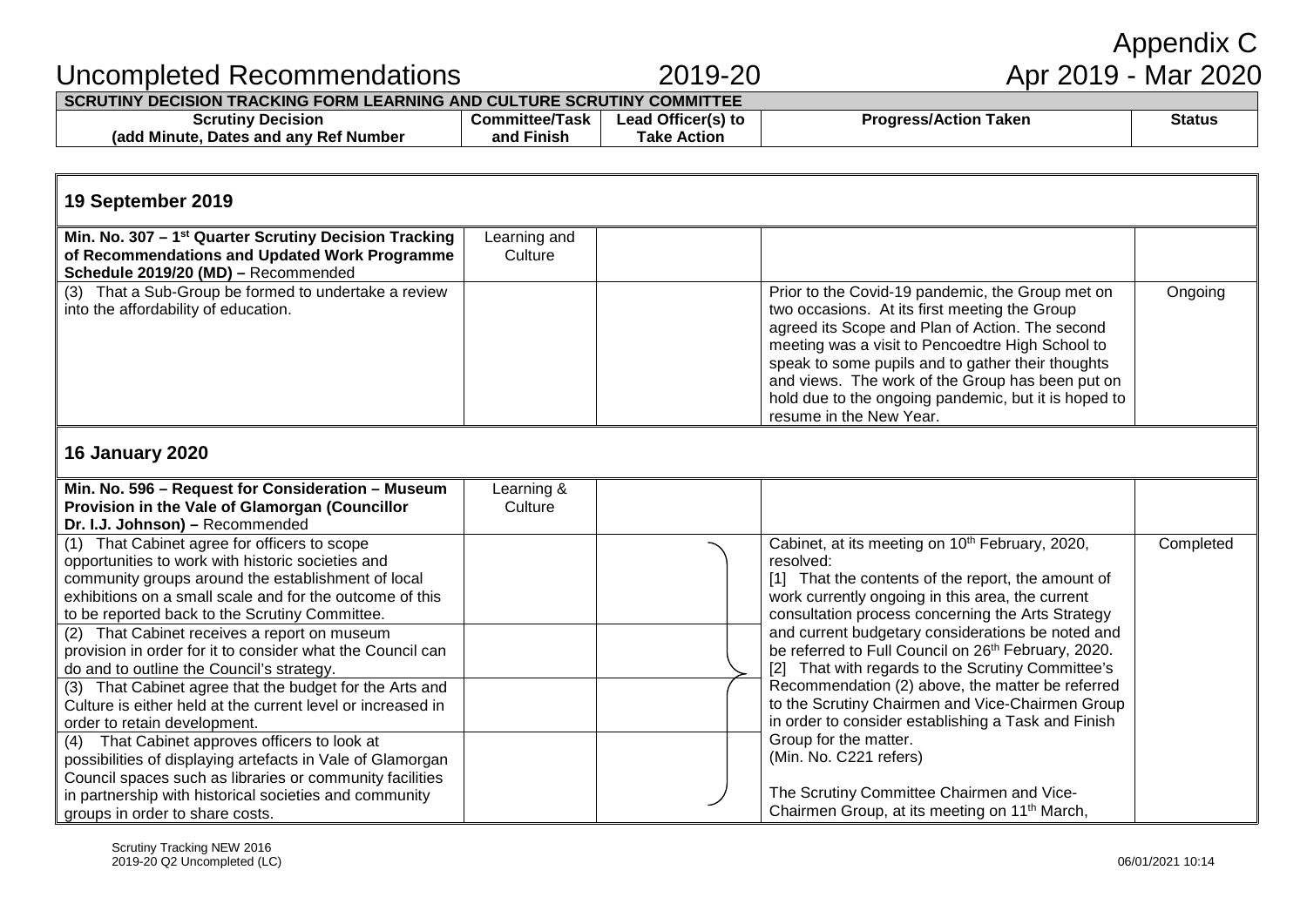Appendix C

# Uncompleted Recommendations 2019-20 Apr 2019 - Mar 2020

| SCRUTINY DECISION TRACKING FORM LEARNING AND CULTURE SCRUTINY COMMITTEE | | | | |
|---|---|---|---|---|
| **Scrutiny Decision (add Minute, Dates and any Ref Number** | **Committee/Task and Finish** | **Lead Officer(s) to Take Action** | **Progress/Action Taken** | **Status** |
| **19 September 2019** | | | | |
| **Min. No. 307 – 1st Quarter Scrutiny Decision Tracking of Recommendations and Updated Work Programme Schedule 2019/20 (MD) –** Recommended | Learning and Culture | | | |
| (3) That a Sub-Group be formed to undertake a review into the affordability of education. | | | Prior to the Covid-19 pandemic, the Group met on two occasions. At its first meeting the Group agreed its Scope and Plan of Action. The second meeting was a visit to Pencoedtre High School to speak to some pupils and to gather their thoughts and views. The work of the Group has been put on hold due to the ongoing pandemic, but it is hoped to resume in the New Year. | Ongoing |
| **16 January 2020** | | | | |
| **Min. No. 596 – Request for Consideration – Museum Provision in the Vale of Glamorgan (Councillor Dr. I.J. Johnson) –** Recommended | Learning & Culture | | | |
| (1) That Cabinet agree for officers to scope opportunities to work with historic societies and community groups around the establishment of local exhibitions on a small scale and for the outcome of this to be reported back to the Scrutiny Committee. | | | Cabinet, at its meeting on 10th February, 2020, resolved:<br>[1] That the contents of the report, the amount of work currently ongoing in this area, the current consultation process concerning the Arts Strategy and current budgetary considerations be noted and be referred to Full Council on 26th February, 2020.<br>[2] That with regards to the Scrutiny Committee's Recommendation (2) above, the matter be referred to the Scrutiny Chairmen and Vice-Chairmen Group in order to consider establishing a Task and Finish Group for the matter.<br>(Min. No. C221 refers)<br><br>The Scrutiny Committee Chairmen and Vice-Chairmen Group, at its meeting on 11th March, | Completed |
| (2) That Cabinet receives a report on museum provision in order for it to consider what the Council can do and to outline the Council's strategy. | | | | |
| (3) That Cabinet agree that the budget for the Arts and Culture is either held at the current level or increased in order to retain development. | | | | |
| (4) That Cabinet approves officers to look at possibilities of displaying artefacts in Vale of Glamorgan Council spaces such as libraries or community facilities in partnership with historical societies and community groups in order to share costs. | | | | |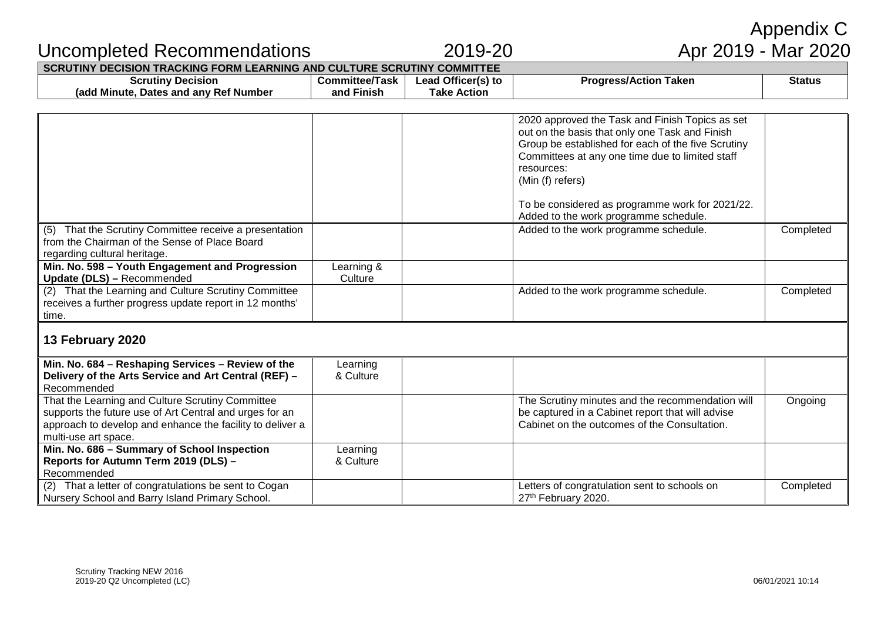# Uncompleted Recommendations 2019-20

Appendix C
Apr 2019 - Mar 2020

| SCRUTINY DECISION TRACKING FORM LEARNING AND CULTURE SCRUTINY COMMITTEE | | | | |
|---|---|---|---|---|
| **Scrutiny Decision (add Minute, Dates and any Ref Number** | **Committee/Task and Finish** | **Lead Officer(s) to Take Action** | **Progress/Action Taken** | **Status** |
| | | | 2020 approved the Task and Finish Topics as set out on the basis that only one Task and Finish Group be established for each of the five Scrutiny Committees at any one time due to limited staff resources: (Min (f) refers)<br><br>To be considered as programme work for 2021/22. Added to the work programme schedule. | |
| (5) That the Scrutiny Committee receive a presentation from the Chairman of the Sense of Place Board regarding cultural heritage. | | | Added to the work programme schedule. | Completed |
| **Min. No. 598 – Youth Engagement and Progression Update (DLS) –** Recommended | Learning & Culture | | | |
| (2) That the Learning and Culture Scrutiny Committee receives a further progress update report in 12 months' time. | | | Added to the work programme schedule. | Completed |
| **13 February 2020** | | | | |
| **Min. No. 684 – Reshaping Services – Review of the Delivery of the Arts Service and Art Central (REF) –** Recommended | Learning & Culture | | | |
| That the Learning and Culture Scrutiny Committee supports the future use of Art Central and urges for an approach to develop and enhance the facility to deliver a multi-use art space. | | | The Scrutiny minutes and the recommendation will be captured in a Cabinet report that will advise Cabinet on the outcomes of the Consultation. | Ongoing |
| **Min. No. 686 – Summary of School Inspection Reports for Autumn Term 2019 (DLS) –** Recommended | Learning & Culture | | | |
| (2) That a letter of congratulations be sent to Cogan Nursery School and Barry Island Primary School. | | | Letters of congratulation sent to schools on 27th February 2020. | Completed |

Scrutiny Tracking NEW 2016
2019-20 Q2 Uncompleted (LC)
06/01/2021 10:14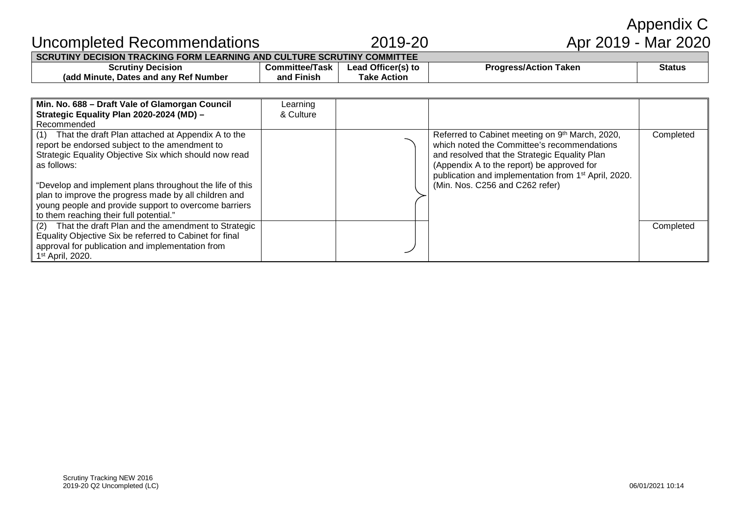Appendix C

# Uncompleted Recommendations 2019-20 Apr 2019 - Mar 2020

| SCRUTINY DECISION TRACKING FORM LEARNING AND CULTURE SCRUTINY COMMITTEE | | | | |
|---|---|---|---|---|
| **Scrutiny Decision (add Minute, Dates and any Ref Number** | **Committee/Task and Finish** | **Lead Officer(s) to Take Action** | **Progress/Action Taken** | **Status** |
| **Min. No. 688 – Draft Vale of Glamorgan Council Strategic Equality Plan 2020-2024 (MD) –** Recommended | Learning & Culture | | | |
| (1) That the draft Plan attached at Appendix A to the report be endorsed subject to the amendment to Strategic Equality Objective Six which should now read as follows:<br><br>"Develop and implement plans throughout the life of this plan to improve the progress made by all children and young people and provide support to overcome barriers to them reaching their full potential." | | | Referred to Cabinet meeting on 9th March, 2020, which noted the Committee's recommendations and resolved that the Strategic Equality Plan (Appendix A to the report) be approved for publication and implementation from 1st April, 2020. (Min. Nos. C256 and C262 refer) | Completed |
| (2) That the draft Plan and the amendment to Strategic Equality Objective Six be referred to Cabinet for final approval for publication and implementation from 1st April, 2020. | | | | Completed |

Scrutiny Tracking NEW 2016
2019-20 Q2 Uncompleted (LC)

06/01/2021 10:14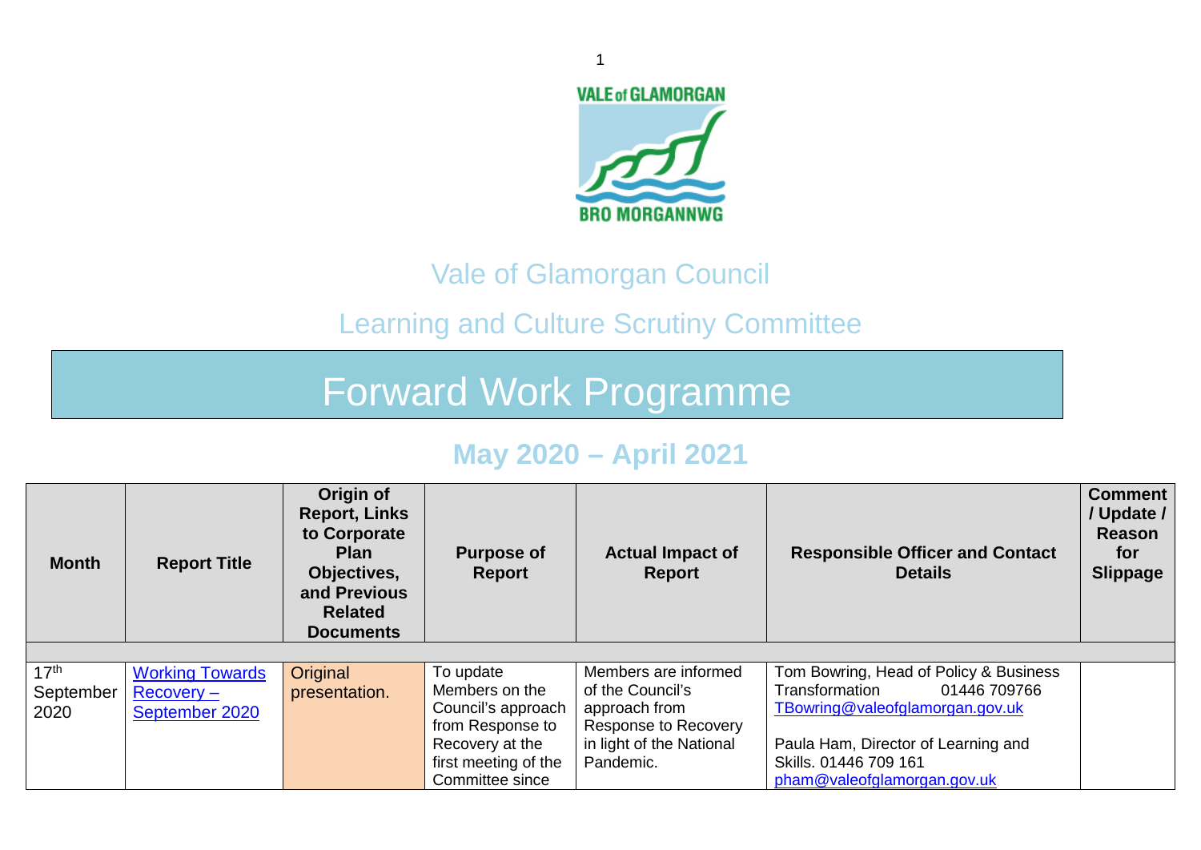VALE of GLAMORGAN

BRO MORGANNWG

## Vale of Glamorgan Council

## Learning and Culture Scrutiny Committee

# Forward Work Programme

## May 2020 – April 2021

| Month | Report Title | Origin of Report, Links to Corporate Plan Objectives, and Previous Related Documents | Purpose of Report | Actual Impact of Report | Responsible Officer and Contact Details | Comment / Update / Reason for Slippage |
|---|---|---|---|---|---|---|
| | | | | | | |
| 17th September 2020 | [Working Towards Recovery – September 2020]() | Original presentation. | To update Members on the Council's approach from Response to Recovery at the first meeting of the Committee since | Members are informed of the Council's approach from Response to Recovery in light of the National Pandemic. | Tom Bowring, Head of Policy & Business Transformation 01446 709766 TBowring@valeofglamorgan.gov.uk<br><br>Paula Ham, Director of Learning and Skills. 01446 709 161 pham@valeofglamorgan.gov.uk | |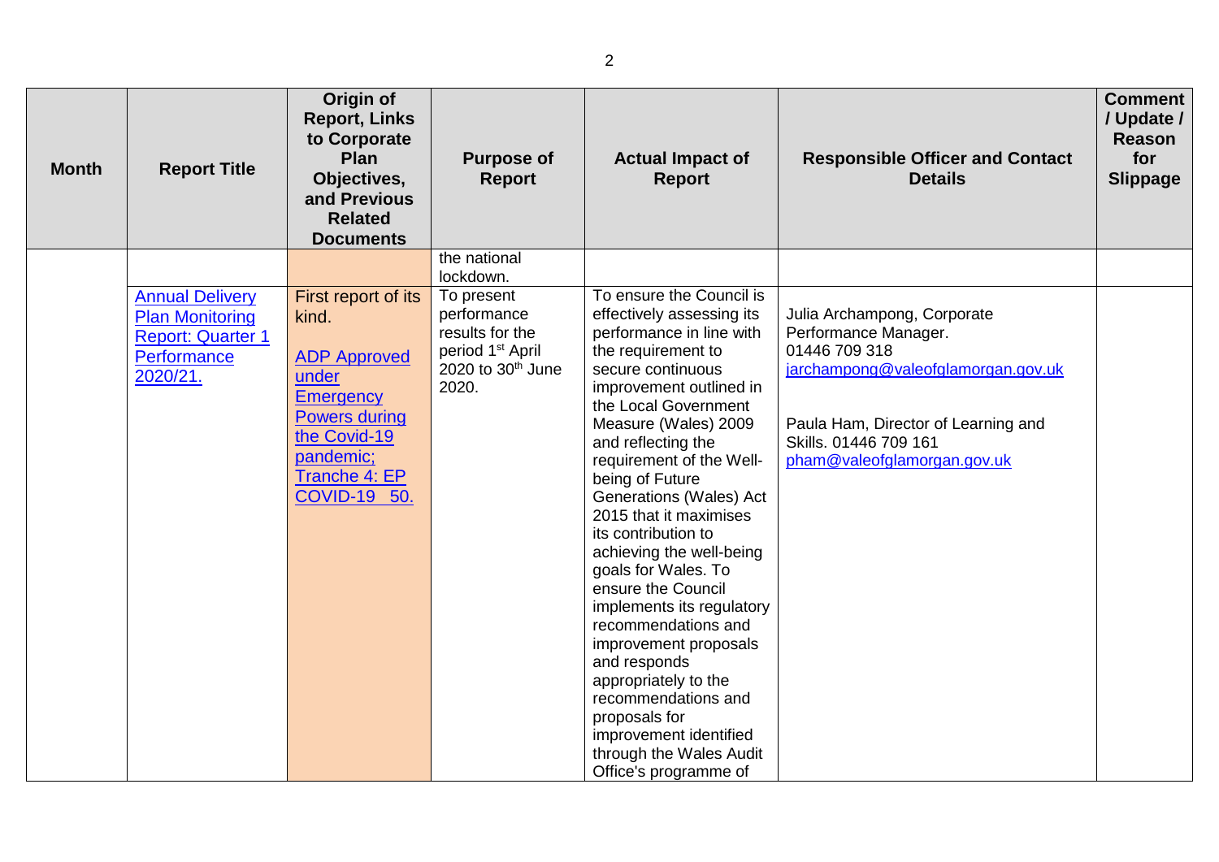| Month | Report Title | Origin of Report, Links to Corporate Plan Objectives, and Previous Related Documents | Purpose of Report | Actual Impact of Report | Responsible Officer and Contact Details | Comment / Update / Reason for Slippage |
|---|---|---|---|---|---|---|
| | | | the national lockdown. | | | |
| | Annual Delivery Plan Monitoring Report: Quarter 1 Performance 2020/21. | First report of its kind. ADP Approved under Emergency Powers during the Covid-19 pandemic; Tranche 4: EP COVID-19 50. | To present performance results for the period 1st April 2020 to 30th June 2020. | To ensure the Council is effectively assessing its performance in line with the requirement to secure continuous improvement outlined in the Local Government Measure (Wales) 2009 and reflecting the requirement of the Well-being of Future Generations (Wales) Act 2015 that it maximises its contribution to achieving the well-being goals for Wales. To ensure the Council implements its regulatory recommendations and improvement proposals and responds appropriately to the recommendations and proposals for improvement identified through the Wales Audit Office's programme of | Julia Archampong, Corporate Performance Manager. 01446 709 318 jarchampong@valeofglamorgan.gov.uk Paula Ham, Director of Learning and Skills. 01446 709 161 pham@valeofglamorgan.gov.uk | |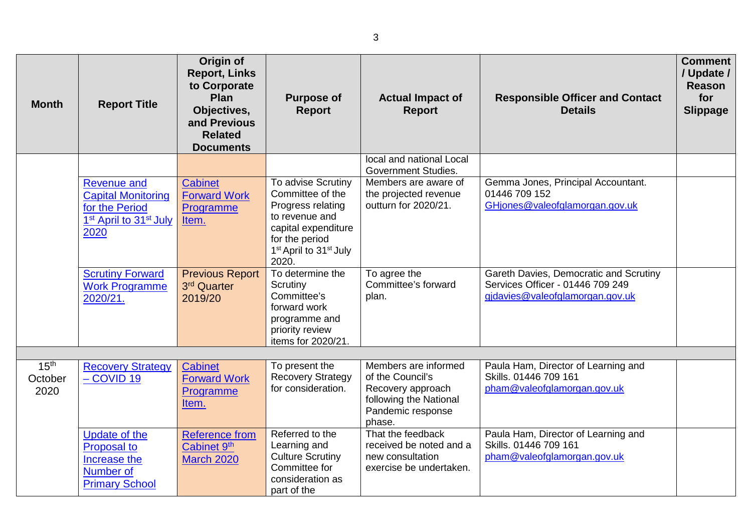| Month | Report Title | Origin of Report, Links to Corporate Plan Objectives, and Previous Related Documents | Purpose of Report | Actual Impact of Report | Responsible Officer and Contact Details | Comment / Update / Reason for Slippage |
|---|---|---|---|---|---|---|
| | | | | local and national Local Government Studies. | | |
| | Revenue and Capital Monitoring for the Period 1st April to 31st July 2020 | Cabinet Forward Work Programme Item. | To advise Scrutiny Committee of the Progress relating to revenue and capital expenditure for the period 1st April to 31st July 2020. | Members are aware of the projected revenue outturn for 2020/21. | Gemma Jones, Principal Accountant. 01446 709 152 GHjones@valeofglamorgan.gov.uk | |
| | Scrutiny Forward Work Programme 2020/21. | Previous Report 3rd Quarter 2019/20 | To determine the Scrutiny Committee's forward work programme and priority review items for 2020/21. | To agree the Committee's forward plan. | Gareth Davies, Democratic and Scrutiny Services Officer - 01446 709 249 gjdavies@valeofglamorgan.gov.uk | |
| | | | | | | |
| 15th October 2020 | Recovery Strategy – COVID 19 | Cabinet Forward Work Programme Item. | To present the Recovery Strategy for consideration. | Members are informed of the Council's Recovery approach following the National Pandemic response phase. | Paula Ham, Director of Learning and Skills. 01446 709 161 pham@valeofglamorgan.gov.uk | |
| | Update of the Proposal to Increase the Number of Primary School | Reference from Cabinet 9th March 2020 | Referred to the Learning and Culture Scrutiny Committee for consideration as part of the | That the feedback received be noted and a new consultation exercise be undertaken. | Paula Ham, Director of Learning and Skills. 01446 709 161 pham@valeofglamorgan.gov.uk | |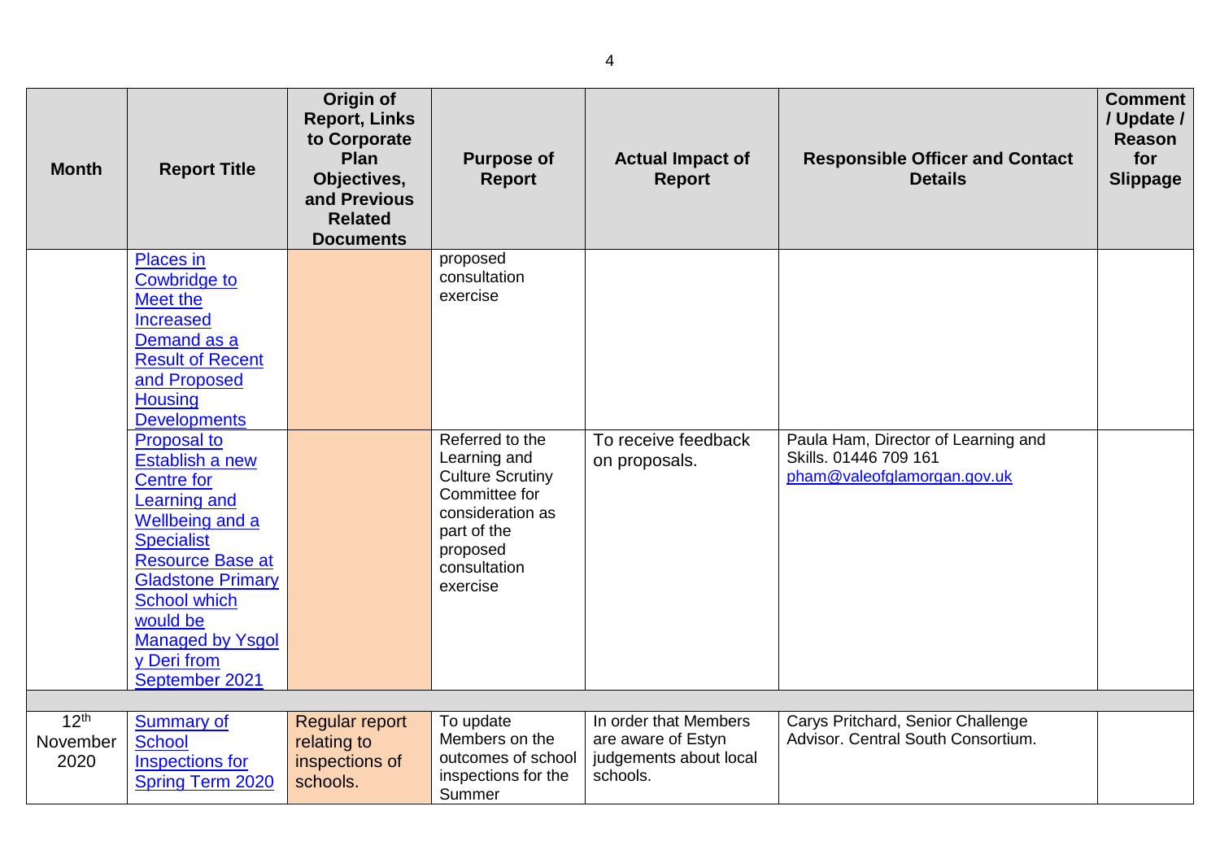| Month | Report Title | Origin of Report, Links to Corporate Plan Objectives, and Previous Related Documents | Purpose of Report | Actual Impact of Report | Responsible Officer and Contact Details | Comment / Update / Reason for Slippage |
|---|---|---|---|---|---|---|
| | Places in Cowbridge to Meet the Increased Demand as a Result of Recent and Proposed Housing Developments | | proposed consultation exercise | | | |
| | Proposal to Establish a new Centre for Learning and Wellbeing and a Specialist Resource Base at Gladstone Primary School which would be Managed by Ysgol y Deri from September 2021 | | Referred to the Learning and Culture Scrutiny Committee for consideration as part of the proposed consultation exercise | To receive feedback on proposals. | Paula Ham, Director of Learning and Skills. 01446 709 161 pham@valeofglamorgan.gov.uk | |
| | | | | | | |
| 12th November 2020 | Summary of School Inspections for Spring Term 2020 | Regular report relating to inspections of schools. | To update Members on the outcomes of school inspections for the Summer | In order that Members are aware of Estyn judgements about local schools. | Carys Pritchard, Senior Challenge Advisor. Central South Consortium. | |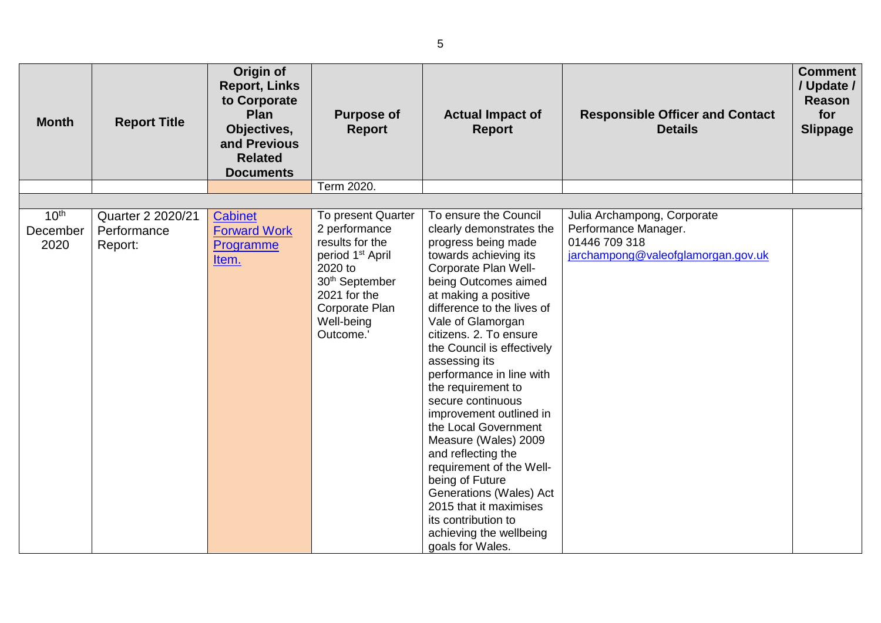| Month | Report Title | Origin of Report, Links to Corporate Plan Objectives, and Previous Related Documents | Purpose of Report | Actual Impact of Report | Responsible Officer and Contact Details | Comment / Update / Reason for Slippage |
|---|---|---|---|---|---|---|
| | | | Term 2020. | | | |
| | | | | | | |
| 10th December 2020 | Quarter 2 2020/21 Performance Report: | [Cabinet Forward Work Programme Item.]() | To present Quarter 2 performance results for the period 1st April 2020 to 30th September 2021 for the Corporate Plan Well-being Outcome.' | To ensure the Council clearly demonstrates the progress being made towards achieving its Corporate Plan Well-being Outcomes aimed at making a positive difference to the lives of Vale of Glamorgan citizens. 2. To ensure the Council is effectively assessing its performance in line with the requirement to secure continuous improvement outlined in the Local Government Measure (Wales) 2009 and reflecting the requirement of the Well-being of Future Generations (Wales) Act 2015 that it maximises its contribution to achieving the wellbeing goals for Wales. | Julia Archampong, Corporate Performance Manager. 01446 709 318 jarchampong@valeofglamorgan.gov.uk | |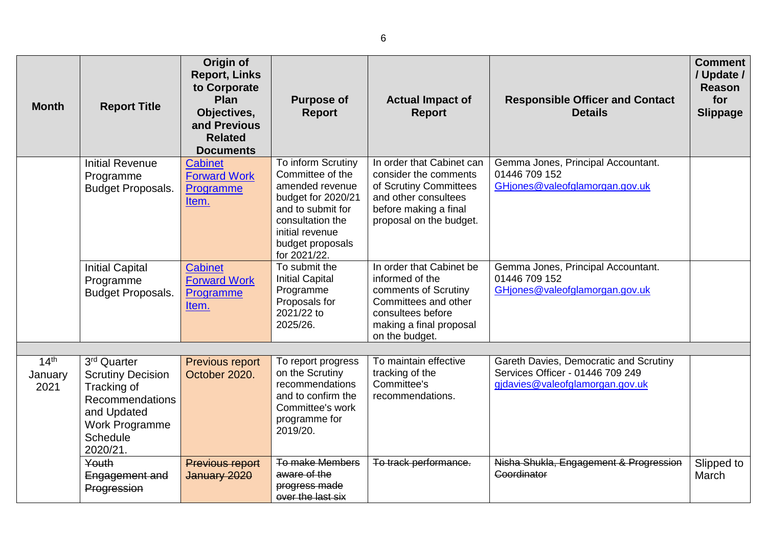| Month | Report Title | Origin of Report, Links to Corporate Plan Objectives, and Previous Related Documents | Purpose of Report | Actual Impact of Report | Responsible Officer and Contact Details | Comment / Update / Reason for Slippage |
|---|---|---|---|---|---|---|
| | Initial Revenue Programme Budget Proposals. | Cabinet Forward Work Programme Item. | To inform Scrutiny Committee of the amended revenue budget for 2020/21 and to submit for consultation the initial revenue budget proposals for 2021/22. | In order that Cabinet can consider the comments of Scrutiny Committees and other consultees before making a final proposal on the budget. | Gemma Jones, Principal Accountant. 01446 709 152 GHjones@valeofglamorgan.gov.uk | |
| | Initial Capital Programme Budget Proposals. | Cabinet Forward Work Programme Item. | To submit the Initial Capital Programme Proposals for 2021/22 to 2025/26. | In order that Cabinet be informed of the comments of Scrutiny Committees and other consultees before making a final proposal on the budget. | Gemma Jones, Principal Accountant. 01446 709 152 GHjones@valeofglamorgan.gov.uk | |
| | | | | | | |
| 14th January 2021 | 3rd Quarter Scrutiny Decision Tracking of Recommendations and Updated Work Programme Schedule 2020/21. | Previous report October 2020. | To report progress on the Scrutiny recommendations and to confirm the Committee's work programme for 2019/20. | To maintain effective tracking of the Committee's recommendations. | Gareth Davies, Democratic and Scrutiny Services Officer - 01446 709 249 gjdavies@valeofglamorgan.gov.uk | |
| | ~~Youth Engagement and Progression~~ | ~~Previous report January 2020~~ | ~~To make Members aware of the progress made over the last six~~ | ~~To track performance.~~ | ~~Nisha Shukla, Engagement & Progression Coordinator~~ | Slipped to March |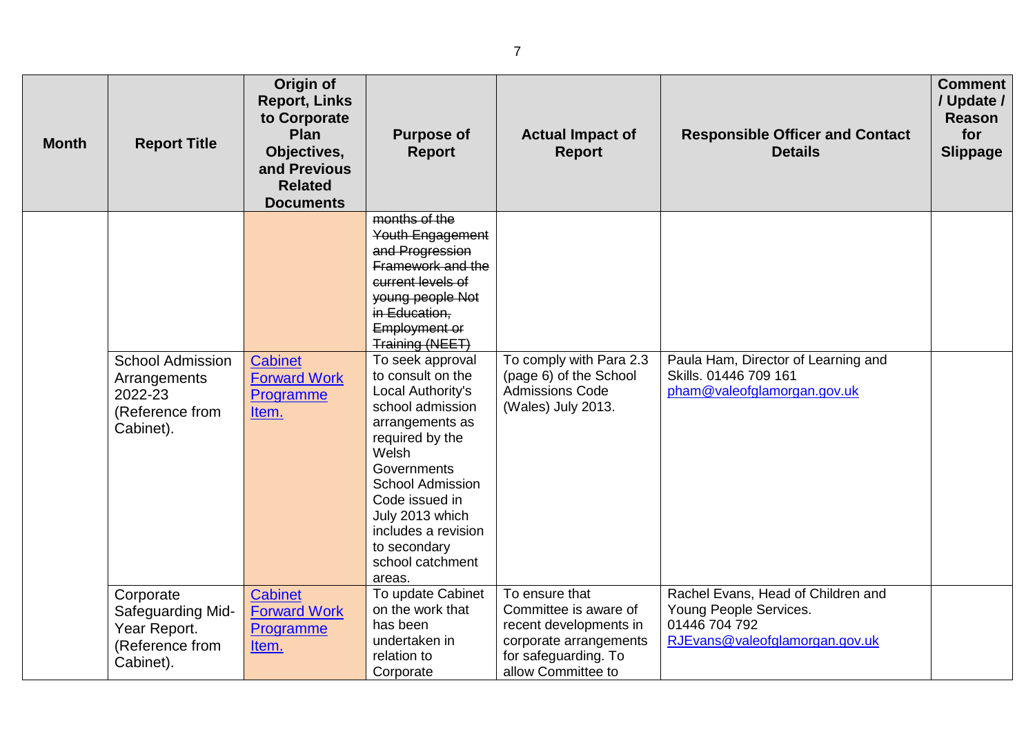| Month | Report Title | Origin of Report, Links to Corporate Plan Objectives, and Previous Related Documents | Purpose of Report | Actual Impact of Report | Responsible Officer and Contact Details | Comment / Update / Reason for Slippage |
|---|---|---|---|---|---|---|
| | | | ~~months of the Youth Engagement and Progression Framework and the current levels of young people Not in Education, Employment or Training (NEET)~~ | | | |
| | School Admission Arrangements 2022-23 (Reference from Cabinet). | [Cabinet Forward Work Programme Item.]() | To seek approval to consult on the Local Authority's school admission arrangements as required by the Welsh Governments School Admission Code issued in July 2013 which includes a revision to secondary school catchment areas. | To comply with Para 2.3 (page 6) of the School Admissions Code (Wales) July 2013. | Paula Ham, Director of Learning and Skills. 01446 709 161 [pham@valeofglamorgan.gov.uk](mailto:pham@valeofglamorgan.gov.uk) | |
| | Corporate Safeguarding Mid-Year Report. (Reference from Cabinet). | [Cabinet Forward Work Programme Item.]() | To update Cabinet on the work that has been undertaken in relation to Corporate | To ensure that Committee is aware of recent developments in corporate arrangements for safeguarding. To allow Committee to | Rachel Evans, Head of Children and Young People Services. 01446 704 792 [RJEvans@valeofglamorgan.gov.uk](mailto:RJEvans@valeofglamorgan.gov.uk) | |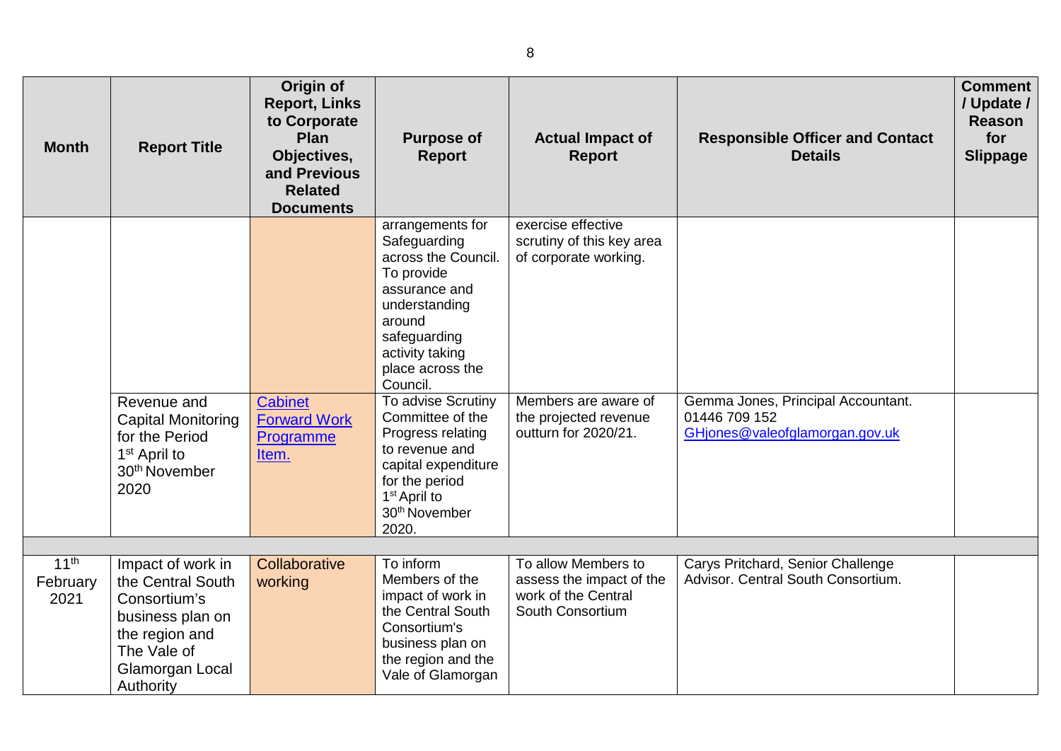| Month | Report Title | Origin of Report, Links to Corporate Plan Objectives, and Previous Related Documents | Purpose of Report | Actual Impact of Report | Responsible Officer and Contact Details | Comment / Update / Reason for Slippage |
|---|---|---|---|---|---|---|
| | | | arrangements for Safeguarding across the Council. To provide assurance and understanding around safeguarding activity taking place across the Council. | exercise effective scrutiny of this key area of corporate working. | | |
| | Revenue and Capital Monitoring for the Period 1st April to 30th November 2020 | Cabinet Forward Work Programme Item. | To advise Scrutiny Committee of the Progress relating to revenue and capital expenditure for the period 1st April to 30th November 2020. | Members are aware of the projected revenue outturn for 2020/21. | Gemma Jones, Principal Accountant. 01446 709 152 GHjones@valeofglamorgan.gov.uk | |
| | | | | | | |
| 11th February 2021 | Impact of work in the Central South Consortium's business plan on the region and The Vale of Glamorgan Local Authority | Collaborative working | To inform Members of the impact of work in the Central South Consortium's business plan on the region and the Vale of Glamorgan | To allow Members to assess the impact of the work of the Central South Consortium | Carys Pritchard, Senior Challenge Advisor. Central South Consortium. | |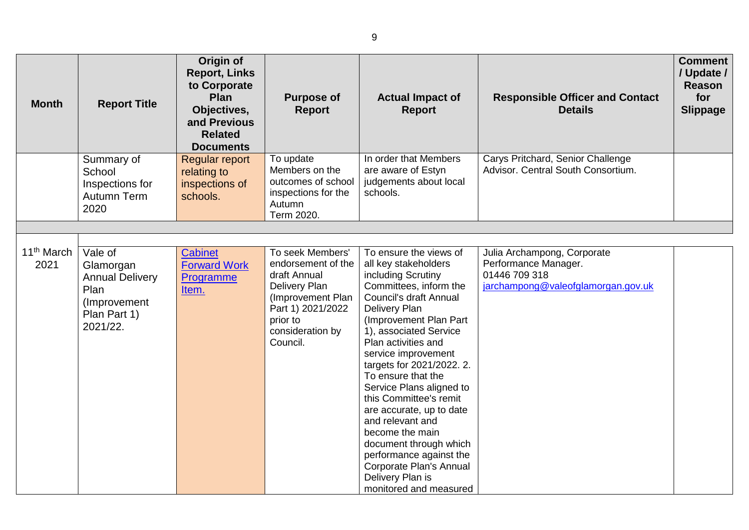| Month | Report Title | Origin of Report, Links to Corporate Plan Objectives, and Previous Related Documents | Purpose of Report | Actual Impact of Report | Responsible Officer and Contact Details | Comment / Update / Reason for Slippage |
|---|---|---|---|---|---|---|
| | Summary of School Inspections for Autumn Term 2020 | Regular report relating to inspections of schools. | To update Members on the outcomes of school inspections for the Autumn Term 2020. | In order that Members are aware of Estyn judgements about local schools. | Carys Pritchard, Senior Challenge Advisor. Central South Consortium. | |
| | | | | | | |
| 11th March 2021 | Vale of Glamorgan Annual Delivery Plan (Improvement Plan Part 1) 2021/22. | [Cabinet Forward Work Programme Item.]() | To seek Members' endorsement of the draft Annual Delivery Plan (Improvement Plan Part 1) 2021/2022 prior to consideration by Council. | To ensure the views of all key stakeholders including Scrutiny Committees, inform the Council's draft Annual Delivery Plan (Improvement Plan Part 1), associated Service Plan activities and service improvement targets for 2021/2022. 2. To ensure that the Service Plans aligned to this Committee's remit are accurate, up to date and relevant and become the main document through which performance against the Corporate Plan's Annual Delivery Plan is monitored and measured | Julia Archampong, Corporate Performance Manager. 01446 709 318 [jarchampong@valeofglamorgan.gov.uk](mailto:jarchampong@valeofglamorgan.gov.uk) | |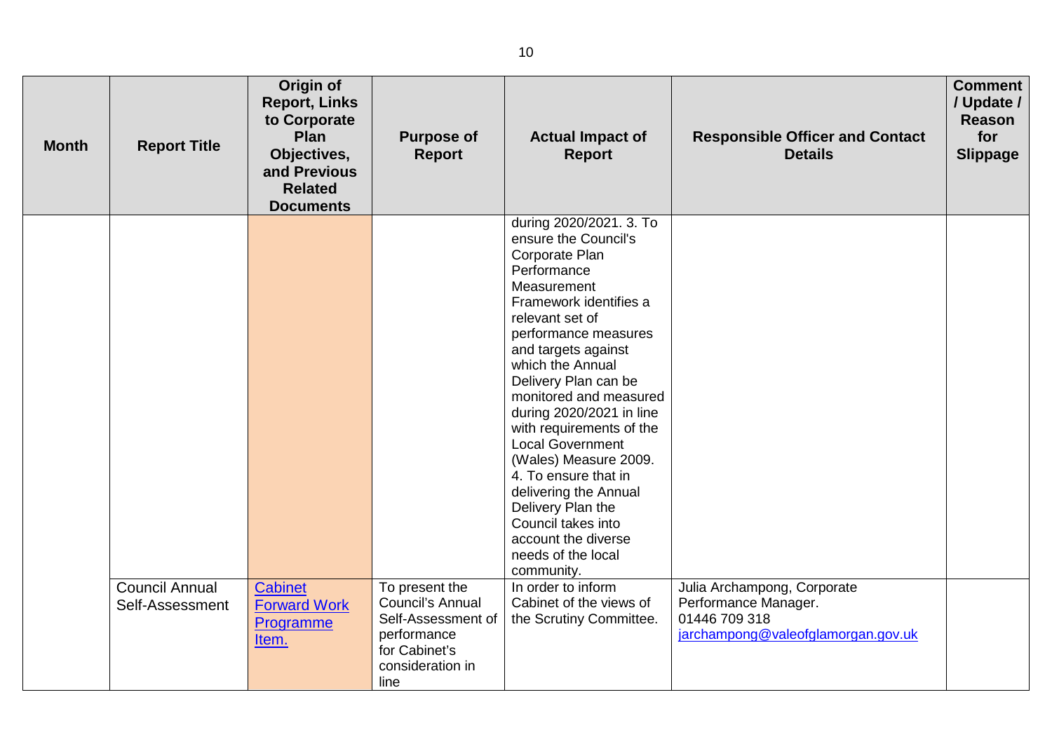| Month | Report Title | Origin of Report, Links to Corporate Plan Objectives, and Previous Related Documents | Purpose of Report | Actual Impact of Report | Responsible Officer and Contact Details | Comment / Update / Reason for Slippage |
|---|---|---|---|---|---|---|
| | | | | during 2020/2021. 3. To ensure the Council's Corporate Plan Performance Measurement Framework identifies a relevant set of performance measures and targets against which the Annual Delivery Plan can be monitored and measured during 2020/2021 in line with requirements of the Local Government (Wales) Measure 2009. 4. To ensure that in delivering the Annual Delivery Plan the Council takes into account the diverse needs of the local community. | | |
| | Council Annual Self-Assessment | [Cabinet Forward Work Programme Item.]() | To present the Council's Annual Self-Assessment of performance for Cabinet's consideration in line | In order to inform Cabinet of the views of the Scrutiny Committee. | Julia Archampong, Corporate Performance Manager. 01446 709 318 jarchampong@valeofglamorgan.gov.uk | |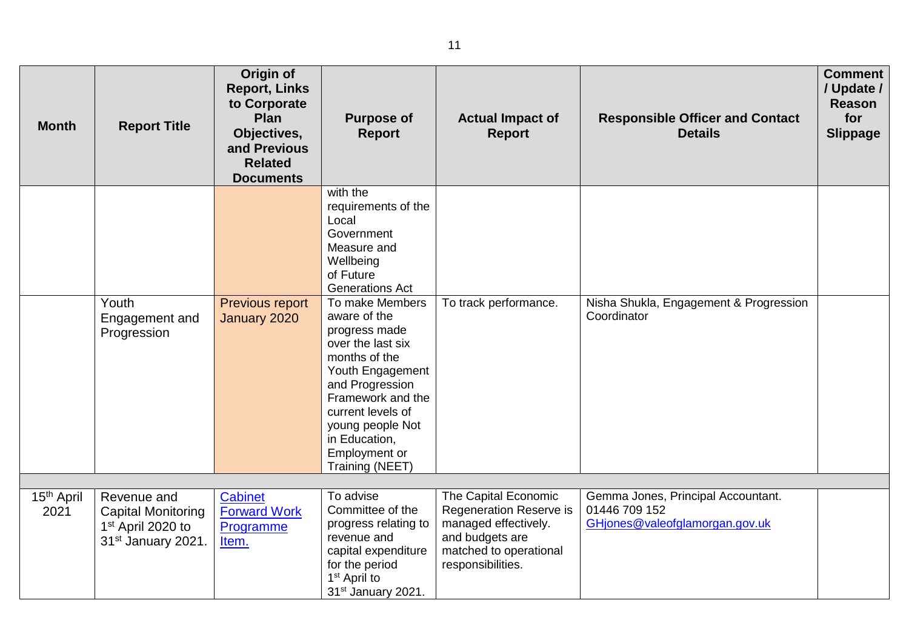| Month | Report Title | Origin of Report, Links to Corporate Plan Objectives, and Previous Related Documents | Purpose of Report | Actual Impact of Report | Responsible Officer and Contact Details | Comment / Update / Reason for Slippage |
|---|---|---|---|---|---|---|
| | | | with the requirements of the Local Government Measure and Wellbeing of Future Generations Act | | | |
| | Youth Engagement and Progression | Previous report January 2020 | To make Members aware of the progress made over the last six months of the Youth Engagement and Progression Framework and the current levels of young people Not in Education, Employment or Training (NEET) | To track performance. | Nisha Shukla, Engagement & Progression Coordinator | |
| | | | | | | |
| 15th April 2021 | Revenue and Capital Monitoring 1st April 2020 to 31st January 2021. | [Cabinet Forward Work Programme Item.]() | To advise Committee of the progress relating to revenue and capital expenditure for the period 1st April to 31st January 2021. | The Capital Economic Regeneration Reserve is managed effectively. and budgets are matched to operational responsibilities. | Gemma Jones, Principal Accountant. 01446 709 152 GHjones@valeofglamorgan.gov.uk | |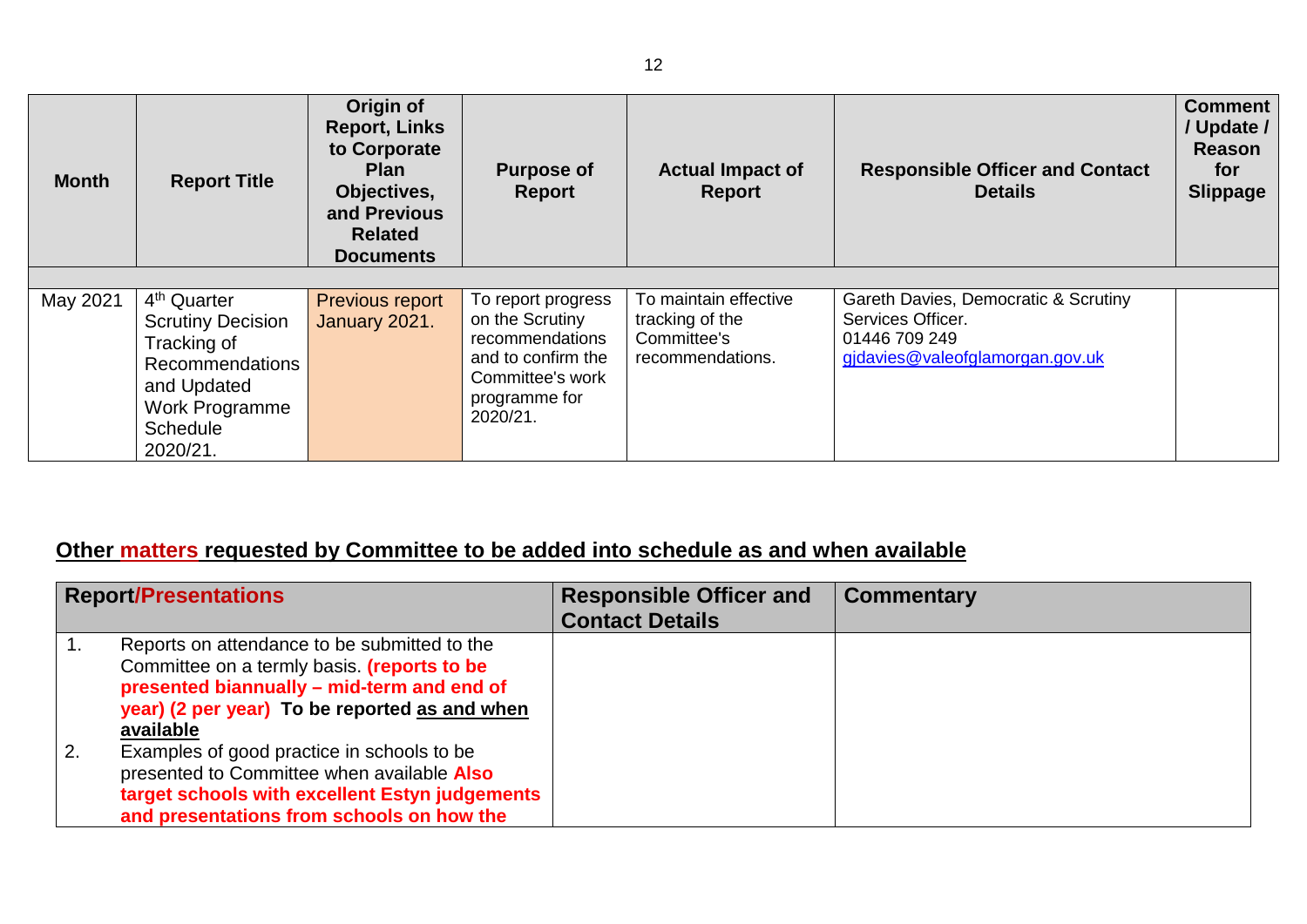| Month | Report Title | Origin of Report, Links to Corporate Plan Objectives, and Previous Related Documents | Purpose of Report | Actual Impact of Report | Responsible Officer and Contact Details | Comment / Update / Reason for Slippage |
|---|---|---|---|---|---|---|
| | | | | | | |
| May 2021 | 4th Quarter Scrutiny Decision Tracking of Recommendations and Updated Work Programme Schedule 2020/21. | Previous report January 2021. | To report progress on the Scrutiny recommendations and to confirm the Committee's work programme for 2020/21. | To maintain effective tracking of the Committee's recommendations. | Gareth Davies, Democratic & Scrutiny Services Officer. 01446 709 249 gjdavies@valeofglamorgan.gov.uk | |

## Other matters requested by Committee to be added into schedule as and when available

| Report/Presentations | Responsible Officer and Contact Details | Commentary |
|---|---|---|
| 1. Reports on attendance to be submitted to the Committee on a termly basis. **(reports to be presented biannually – mid-term and end of year) (2 per year) To be reported as and when available** | | |
| 2. Examples of good practice in schools to be presented to Committee when available **Also target schools with excellent Estyn judgements and presentations from schools on how the** | | |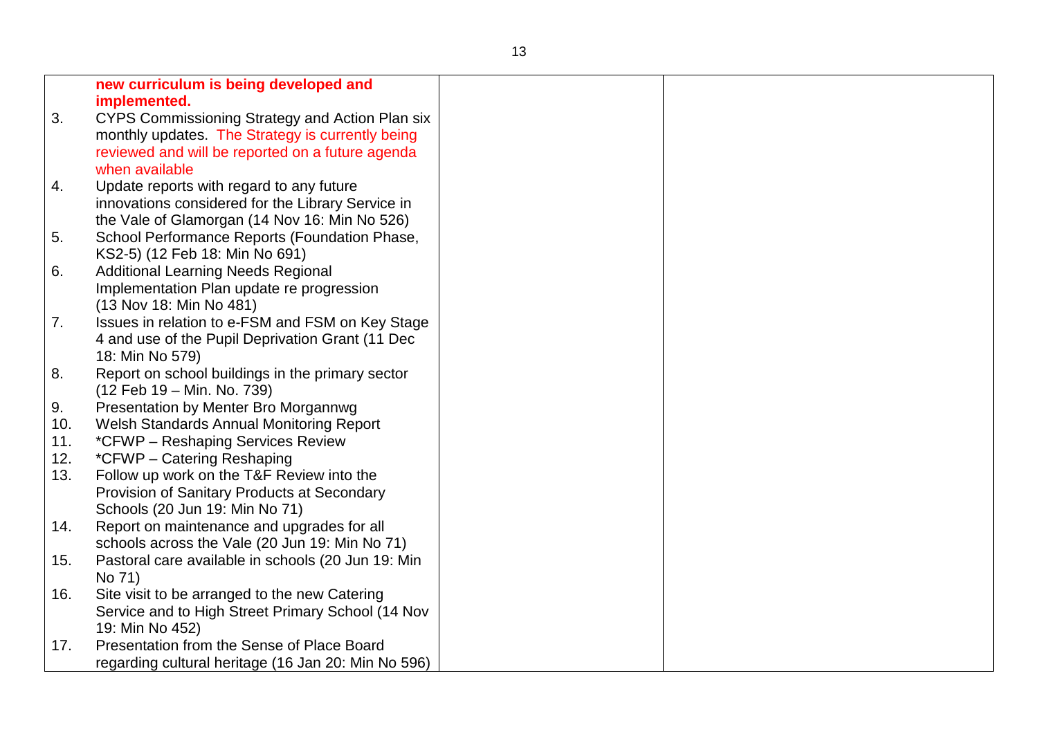| | | |
|---|---|---|
| **new curriculum is being developed and implemented.**<br>3. CYPS Commissioning Strategy and Action Plan six monthly updates. The Strategy is currently being reviewed and will be reported on a future agenda when available<br>4. Update reports with regard to any future innovations considered for the Library Service in the Vale of Glamorgan (14 Nov 16: Min No 526)<br>5. School Performance Reports (Foundation Phase, KS2-5) (12 Feb 18: Min No 691)<br>6. Additional Learning Needs Regional Implementation Plan update re progression (13 Nov 18: Min No 481)<br>7. Issues in relation to e-FSM and FSM on Key Stage 4 and use of the Pupil Deprivation Grant (11 Dec 18: Min No 579)<br>8. Report on school buildings in the primary sector (12 Feb 19 – Min. No. 739)<br>9. Presentation by Menter Bro Morgannwg<br>10. Welsh Standards Annual Monitoring Report<br>11. *CFWP – Reshaping Services Review<br>12. *CFWP – Catering Reshaping<br>13. Follow up work on the T&F Review into the Provision of Sanitary Products at Secondary Schools (20 Jun 19: Min No 71)<br>14. Report on maintenance and upgrades for all schools across the Vale (20 Jun 19: Min No 71)<br>15. Pastoral care available in schools (20 Jun 19: Min No 71)<br>16. Site visit to be arranged to the new Catering Service and to High Street Primary School (14 Nov 19: Min No 452)<br>17. Presentation from the Sense of Place Board regarding cultural heritage (16 Jan 20: Min No 596) | | |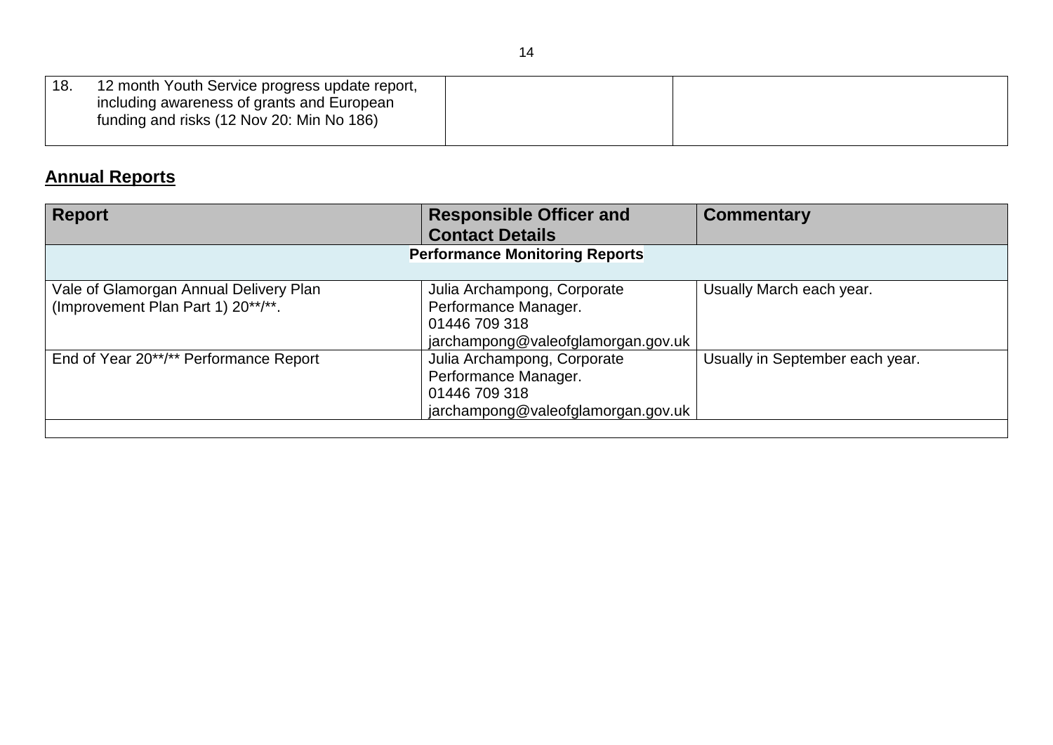| | | |
|---|---|---|
| 18. 12 month Youth Service progress update report, including awareness of grants and European funding and risks (12 Nov 20: Min No 186) | | |

## Annual Reports

| Report | Responsible Officer and Contact Details | Commentary |
|---|---|---|
| **Performance Monitoring Reports** | | |
| Vale of Glamorgan Annual Delivery Plan (Improvement Plan Part 1) 20**/**. | Julia Archampong, Corporate Performance Manager. 01446 709 318 jarchampong@valeofglamorgan.gov.uk | Usually March each year. |
| End of Year 20**/** Performance Report | Julia Archampong, Corporate Performance Manager. 01446 709 318 jarchampong@valeofglamorgan.gov.uk | Usually in September each year. |
| | | |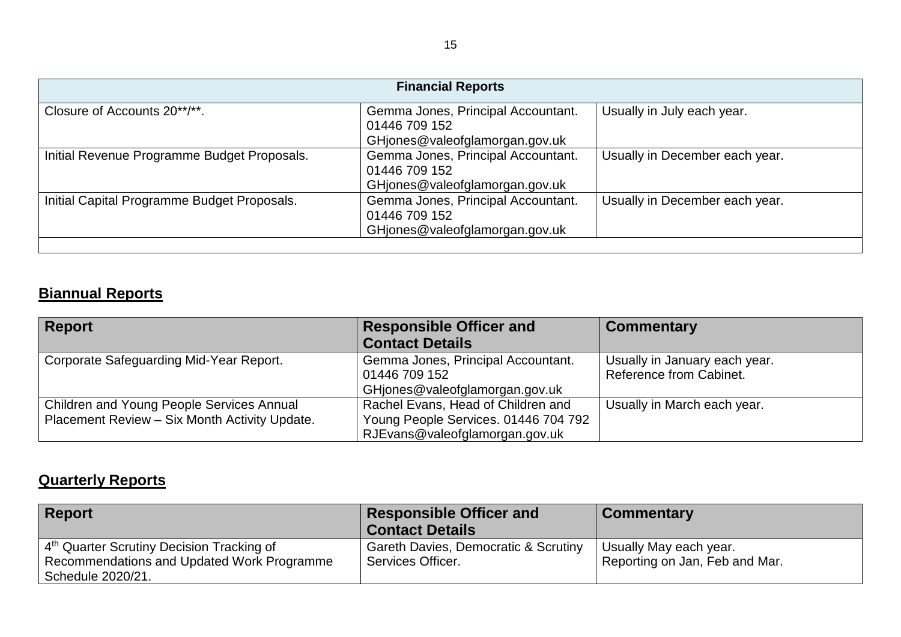| Financial Reports | | |
|---|---|---|
| Closure of Accounts 20**/**. | Gemma Jones, Principal Accountant. 01446 709 152 GHjones@valeofglamorgan.gov.uk | Usually in July each year. |
| Initial Revenue Programme Budget Proposals. | Gemma Jones, Principal Accountant. 01446 709 152 GHjones@valeofglamorgan.gov.uk | Usually in December each year. |
| Initial Capital Programme Budget Proposals. | Gemma Jones, Principal Accountant. 01446 709 152 GHjones@valeofglamorgan.gov.uk | Usually in December each year. |
| | | |

## Biannual Reports

| Report | Responsible Officer and Contact Details | Commentary |
|---|---|---|
| Corporate Safeguarding Mid-Year Report. | Gemma Jones, Principal Accountant. 01446 709 152 GHjones@valeofglamorgan.gov.uk | Usually in January each year. Reference from Cabinet. |
| Children and Young People Services Annual Placement Review – Six Month Activity Update. | Rachel Evans, Head of Children and Young People Services. 01446 704 792 RJEvans@valeofglamorgan.gov.uk | Usually in March each year. |

## Quarterly Reports

| Report | Responsible Officer and Contact Details | Commentary |
|---|---|---|
| 4th Quarter Scrutiny Decision Tracking of Recommendations and Updated Work Programme Schedule 2020/21. | Gareth Davies, Democratic & Scrutiny Services Officer. | Usually May each year. Reporting on Jan, Feb and Mar. |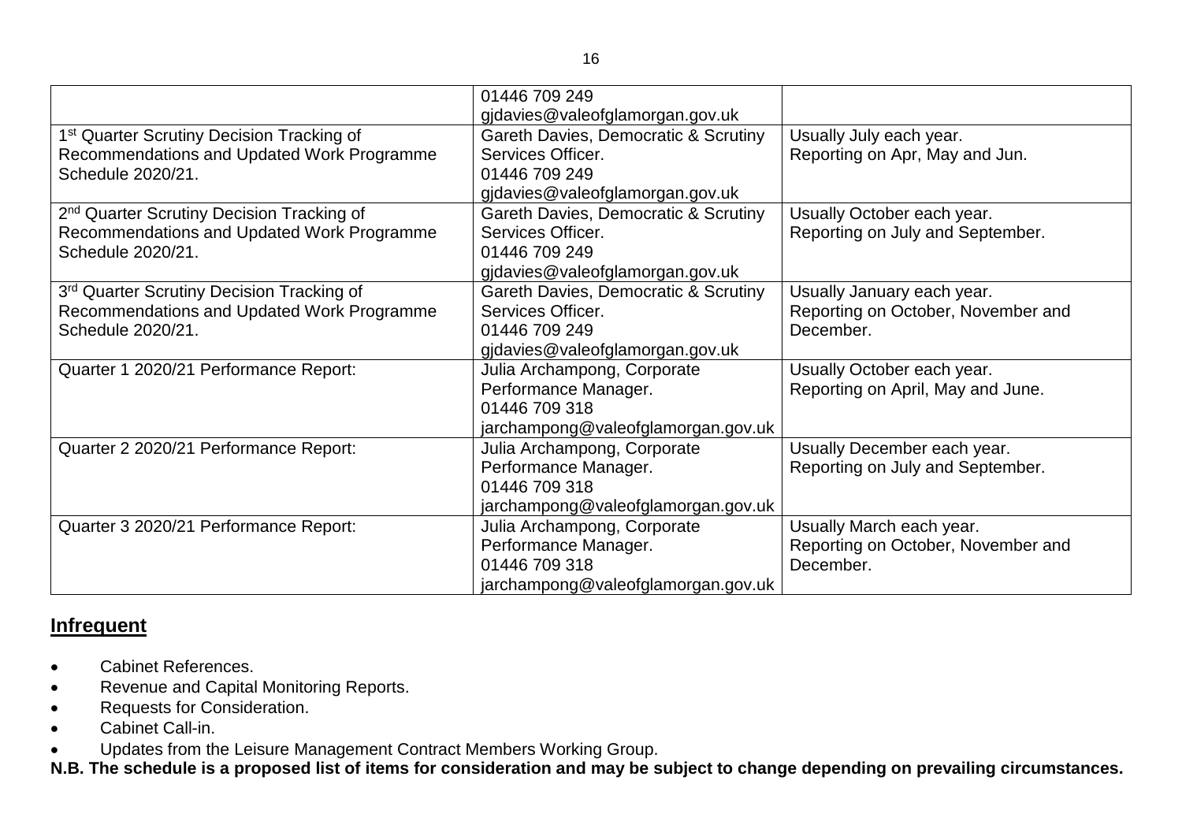| | | |
|---|---|---|
| | 01446 709 249 gjdavies@valeofglamorgan.gov.uk | |
| 1st Quarter Scrutiny Decision Tracking of Recommendations and Updated Work Programme Schedule 2020/21. | Gareth Davies, Democratic & Scrutiny Services Officer. 01446 709 249 gjdavies@valeofglamorgan.gov.uk | Usually July each year. Reporting on Apr, May and Jun. |
| 2nd Quarter Scrutiny Decision Tracking of Recommendations and Updated Work Programme Schedule 2020/21. | Gareth Davies, Democratic & Scrutiny Services Officer. 01446 709 249 gjdavies@valeofglamorgan.gov.uk | Usually October each year. Reporting on July and September. |
| 3rd Quarter Scrutiny Decision Tracking of Recommendations and Updated Work Programme Schedule 2020/21. | Gareth Davies, Democratic & Scrutiny Services Officer. 01446 709 249 gjdavies@valeofglamorgan.gov.uk | Usually January each year. Reporting on October, November and December. |
| Quarter 1 2020/21 Performance Report: | Julia Archampong, Corporate Performance Manager. 01446 709 318 jarchampong@valeofglamorgan.gov.uk | Usually October each year. Reporting on April, May and June. |
| Quarter 2 2020/21 Performance Report: | Julia Archampong, Corporate Performance Manager. 01446 709 318 jarchampong@valeofglamorgan.gov.uk | Usually December each year. Reporting on July and September. |
| Quarter 3 2020/21 Performance Report: | Julia Archampong, Corporate Performance Manager. 01446 709 318 jarchampong@valeofglamorgan.gov.uk | Usually March each year. Reporting on October, November and December. |

## Infrequent

- Cabinet References.
- Revenue and Capital Monitoring Reports.
- Requests for Consideration.
- Cabinet Call-in.
- Updates from the Leisure Management Contract Members Working Group.

**N.B. The schedule is a proposed list of items for consideration and may be subject to change depending on prevailing circumstances.**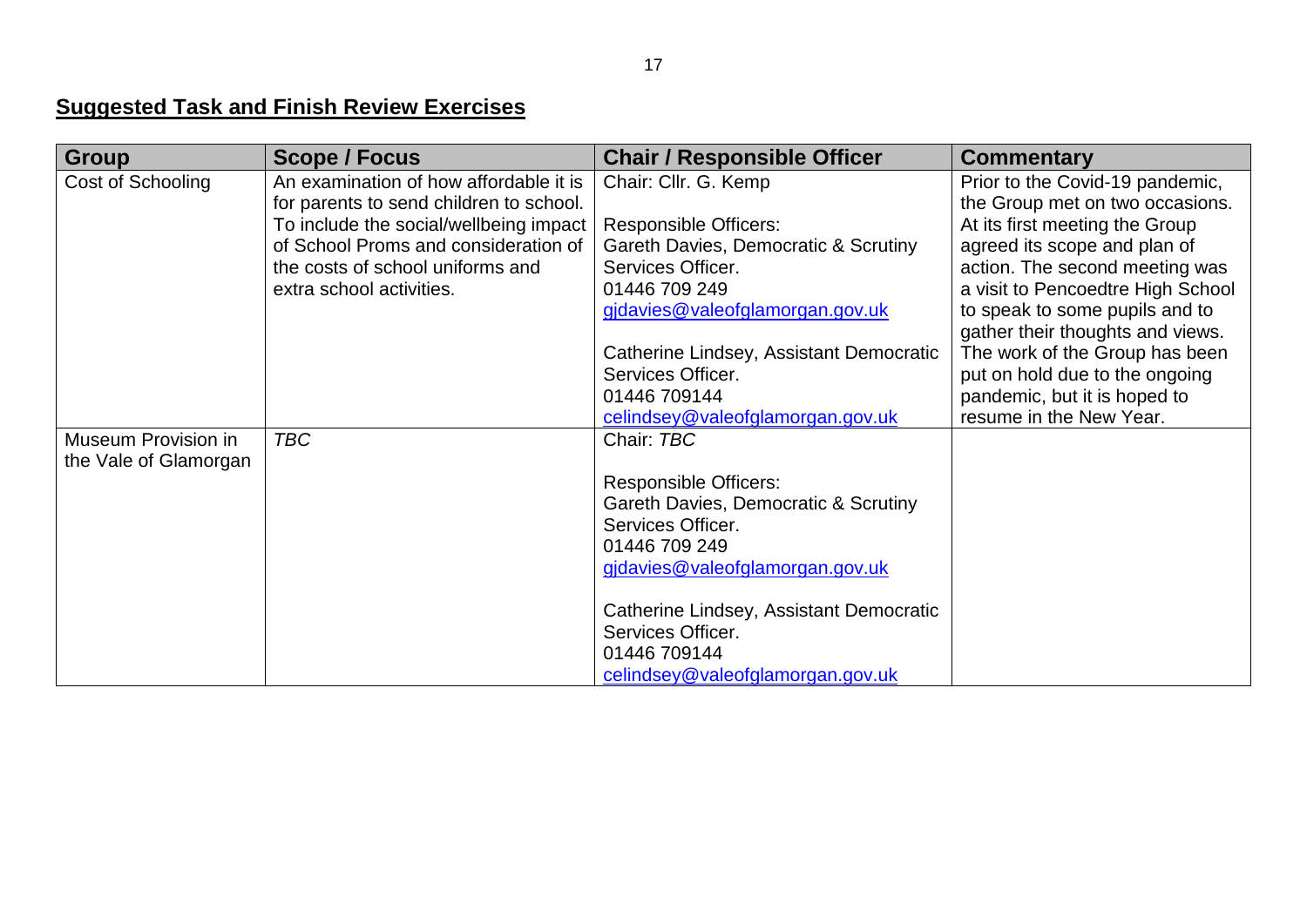## Suggested Task and Finish Review Exercises

| Group | Scope / Focus | Chair / Responsible Officer | Commentary |
|---|---|---|---|
| Cost of Schooling | An examination of how affordable it is for parents to send children to school. To include the social/wellbeing impact of School Proms and consideration of the costs of school uniforms and extra school activities. | Chair: Cllr. G. Kemp<br><br>Responsible Officers:<br>Gareth Davies, Democratic & Scrutiny Services Officer.<br>01446 709 249<br>gjdavies@valeofglamorgan.gov.uk<br><br>Catherine Lindsey, Assistant Democratic Services Officer.<br>01446 709144<br>celindsey@valeofglamorgan.gov.uk | Prior to the Covid-19 pandemic, the Group met on two occasions. At its first meeting the Group agreed its scope and plan of action. The second meeting was a visit to Pencoedtre High School to speak to some pupils and to gather their thoughts and views. The work of the Group has been put on hold due to the ongoing pandemic, but it is hoped to resume in the New Year. |
| Museum Provision in the Vale of Glamorgan | *TBC* | Chair: *TBC*<br><br>Responsible Officers:<br>Gareth Davies, Democratic & Scrutiny Services Officer.<br>01446 709 249<br>gjdavies@valeofglamorgan.gov.uk<br><br>Catherine Lindsey, Assistant Democratic Services Officer.<br>01446 709144<br>celindsey@valeofglamorgan.gov.uk | |